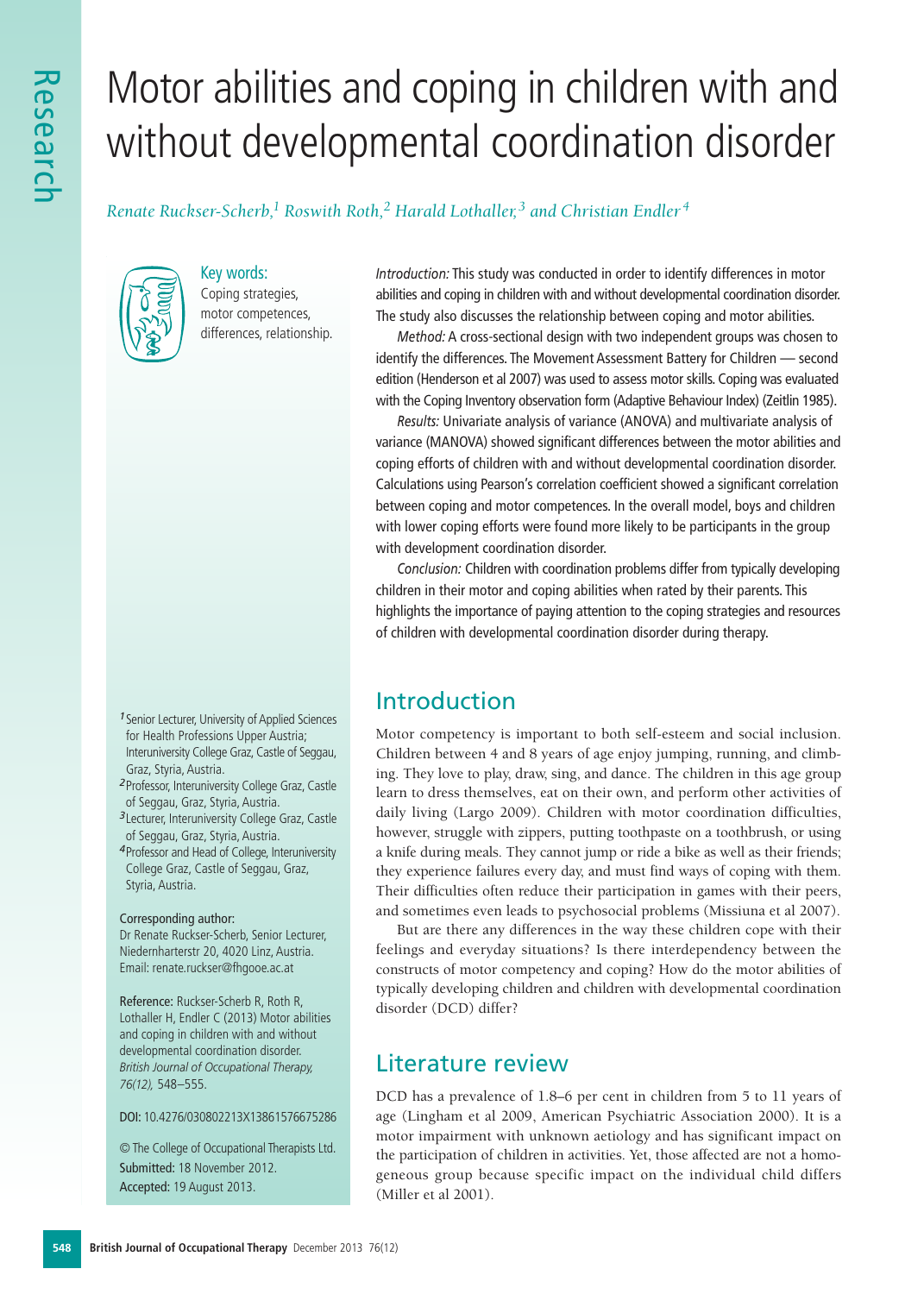# Motor abilities and coping in children with and without developmental coordination disorder

*Renate Ruckser-Scherb,[1] Roswith Roth,[2] Harald Lothaller,[3] and Christian Endler[4]*

Key words:
Coping strategies, motor competences, differences, relationship.

*Introduction:* This study was conducted in order to identify differences in motor abilities and coping in children with and without developmental coordination disorder. The study also discusses the relationship between coping and motor abilities.

*Method:* A cross-sectional design with two independent groups was chosen to identify the differences. The Movement Assessment Battery for Children — second edition (Henderson et al 2007) was used to assess motor skills. Coping was evaluated with the Coping Inventory observation form (Adaptive Behaviour Index) (Zeitlin 1985).

*Results:* Univariate analysis of variance (ANOVA) and multivariate analysis of variance (MANOVA) showed significant differences between the motor abilities and coping efforts of children with and without developmental coordination disorder. Calculations using Pearson's correlation coefficient showed a significant correlation between coping and motor competences. In the overall model, boys and children with lower coping efforts were found more likely to be participants in the group with development coordination disorder.

*Conclusion:* Children with coordination problems differ from typically developing children in their motor and coping abilities when rated by their parents. This highlights the importance of paying attention to the coping strategies and resources of children with developmental coordination disorder during therapy.

[1] Senior Lecturer, University of Applied Sciences for Health Professions Upper Austria; Interuniversity College Graz, Castle of Seggau, Graz, Styria, Austria.
[2] Professor, Interuniversity College Graz, Castle of Seggau, Graz, Styria, Austria.
[3] Lecturer, Interuniversity College Graz, Castle of Seggau, Graz, Styria, Austria.
[4] Professor and Head of College, Interuniversity College Graz, Castle of Seggau, Graz, Styria, Austria.

Corresponding author:
Dr Renate Ruckser-Scherb, Senior Lecturer, Niedernharterstr 20, 4020 Linz, Austria.
Email: renate.ruckser@fhgooe.ac.at

Reference: Ruckser-Scherb R, Roth R, Lothaller H, Endler C (2013) Motor abilities and coping in children with and without developmental coordination disorder. *British Journal of Occupational Therapy, 76(12),* 548–555.

DOI: 10.4276/030802213X13861576675286

© The College of Occupational Therapists Ltd.
Submitted: 18 November 2012.
Accepted: 19 August 2013.

## Introduction

Motor competency is important to both self-esteem and social inclusion. Children between 4 and 8 years of age enjoy jumping, running, and climbing. They love to play, draw, sing, and dance. The children in this age group learn to dress themselves, eat on their own, and perform other activities of daily living (Largo 2009). Children with motor coordination difficulties, however, struggle with zippers, putting toothpaste on a toothbrush, or using a knife during meals. They cannot jump or ride a bike as well as their friends; they experience failures every day, and must find ways of coping with them. Their difficulties often reduce their participation in games with their peers, and sometimes even leads to psychosocial problems (Missiuna et al 2007).

But are there any differences in the way these children cope with their feelings and everyday situations? Is there interdependency between the constructs of motor competency and coping? How do the motor abilities of typically developing children and children with developmental coordination disorder (DCD) differ?

## Literature review

DCD has a prevalence of 1.8–6 per cent in children from 5 to 11 years of age (Lingham et al 2009, American Psychiatric Association 2000). It is a motor impairment with unknown aetiology and has significant impact on the participation of children in activities. Yet, those affected are not a homogeneous group because specific impact on the individual child differs (Miller et al 2001).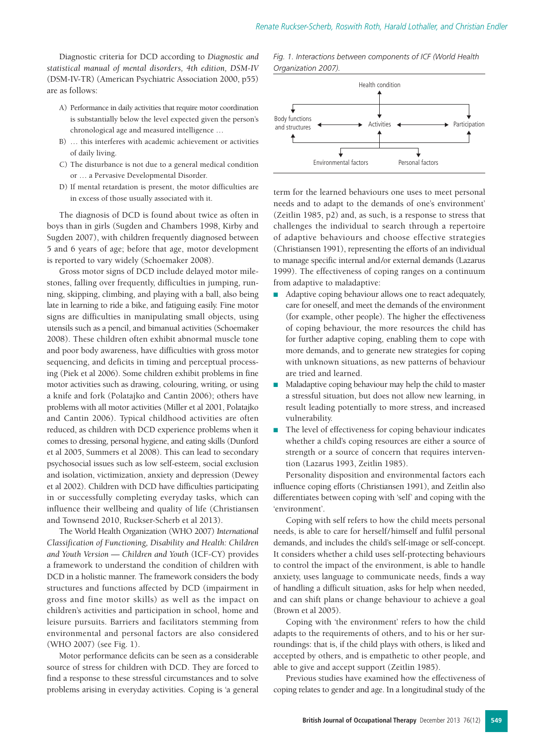Diagnostic criteria for DCD according to *Diagnostic and statistical manual of mental disorders, 4th edition, DSM-IV* (DSM-IV-TR) (American Psychiatric Association 2000, p55) are as follows:

- A) Performance in daily activities that require motor coordination is substantially below the level expected given the person's chronological age and measured intelligence …
- B) … this interferes with academic achievement or activities of daily living.
- C) The disturbance is not due to a general medical condition or … a Pervasive Developmental Disorder.
- D) If mental retardation is present, the motor difficulties are in excess of those usually associated with it.

The diagnosis of DCD is found about twice as often in boys than in girls (Sugden and Chambers 1998, Kirby and Sugden 2007), with children frequently diagnosed between 5 and 6 years of age; before that age, motor development is reported to vary widely (Schoemaker 2008).

Gross motor signs of DCD include delayed motor milestones, falling over frequently, difficulties in jumping, running, skipping, climbing, and playing with a ball, also being late in learning to ride a bike, and fatiguing easily. Fine motor signs are difficulties in manipulating small objects, using utensils such as a pencil, and bimanual activities (Schoemaker 2008). These children often exhibit abnormal muscle tone and poor body awareness, have difficulties with gross motor sequencing, and deficits in timing and perceptual processing (Piek et al 2006). Some children exhibit problems in fine motor activities such as drawing, colouring, writing, or using a knife and fork (Polatajko and Cantin 2006); others have problems with all motor activities (Miller et al 2001, Polatajko and Cantin 2006). Typical childhood activities are often reduced, as children with DCD experience problems when it comes to dressing, personal hygiene, and eating skills (Dunford et al 2005, Summers et al 2008). This can lead to secondary psychosocial issues such as low self-esteem, social exclusion and isolation, victimization, anxiety and depression (Dewey et al 2002). Children with DCD have difficulties participating in or successfully completing everyday tasks, which can influence their wellbeing and quality of life (Christiansen and Townsend 2010, Ruckser-Scherb et al 2013).

The World Health Organization (WHO 2007) *International Classification of Functioning, Disability and Health: Children and Youth Version — Children and Youth* (ICF-CY) provides a framework to understand the condition of children with DCD in a holistic manner. The framework considers the body structures and functions affected by DCD (impairment in gross and fine motor skills) as well as the impact on children's activities and participation in school, home and leisure pursuits. Barriers and facilitators stemming from environmental and personal factors are also considered (WHO 2007) (see Fig. 1).

Motor performance deficits can be seen as a considerable source of stress for children with DCD. They are forced to find a response to these stressful circumstances and to solve problems arising in everyday activities. Coping is 'a general term for the learned behaviours one uses to meet personal needs and to adapt to the demands of one's environment' (Zeitlin 1985, p2) and, as such, is a response to stress that challenges the individual to search through a repertoire of adaptive behaviours and choose effective strategies (Christiansen 1991), representing the efforts of an individual to manage specific internal and/or external demands (Lazarus 1999). The effectiveness of coping ranges on a continuum from adaptive to maladaptive:

*Fig. 1. Interactions between components of ICF (World Health Organization 2007).*

Health condition

Body functions and structures

Activities

Participation

Environmental factors

Personal factors

- Adaptive coping behaviour allows one to react adequately, care for oneself, and meet the demands of the environment (for example, other people). The higher the effectiveness of coping behaviour, the more resources the child has for further adaptive coping, enabling them to cope with more demands, and to generate new strategies for coping with unknown situations, as new patterns of behaviour are tried and learned.
- Maladaptive coping behaviour may help the child to master a stressful situation, but does not allow new learning, in result leading potentially to more stress, and increased vulnerability.
- The level of effectiveness for coping behaviour indicates whether a child's coping resources are either a source of strength or a source of concern that requires intervention (Lazarus 1993, Zeitlin 1985).

Personality disposition and environmental factors each influence coping efforts (Christiansen 1991), and Zeitlin also differentiates between coping with 'self' and coping with the 'environment'.

Coping with self refers to how the child meets personal needs, is able to care for herself/himself and fulfil personal demands, and includes the child's self-image or self-concept. It considers whether a child uses self-protecting behaviours to control the impact of the environment, is able to handle anxiety, uses language to communicate needs, finds a way of handling a difficult situation, asks for help when needed, and can shift plans or change behaviour to achieve a goal (Brown et al 2005).

Coping with 'the environment' refers to how the child adapts to the requirements of others, and to his or her surroundings: that is, if the child plays with others, is liked and accepted by others, and is empathetic to other people, and able to give and accept support (Zeitlin 1985).

Previous studies have examined how the effectiveness of coping relates to gender and age. In a longitudinal study of the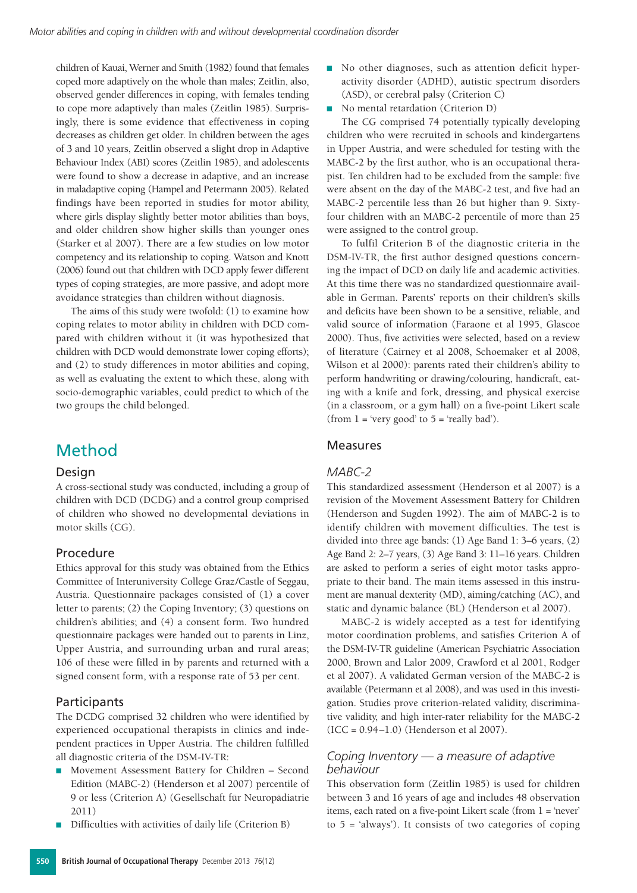children of Kauai, Werner and Smith (1982) found that females coped more adaptively on the whole than males; Zeitlin, also, observed gender differences in coping, with females tending to cope more adaptively than males (Zeitlin 1985). Surprisingly, there is some evidence that effectiveness in coping decreases as children get older. In children between the ages of 3 and 10 years, Zeitlin observed a slight drop in Adaptive Behaviour Index (ABI) scores (Zeitlin 1985), and adolescents were found to show a decrease in adaptive, and an increase in maladaptive coping (Hampel and Petermann 2005). Related findings have been reported in studies for motor ability, where girls display slightly better motor abilities than boys, and older children show higher skills than younger ones (Starker et al 2007). There are a few studies on low motor competency and its relationship to coping. Watson and Knott (2006) found out that children with DCD apply fewer different types of coping strategies, are more passive, and adopt more avoidance strategies than children without diagnosis.

The aims of this study were twofold: (1) to examine how coping relates to motor ability in children with DCD compared with children without it (it was hypothesized that children with DCD would demonstrate lower coping efforts); and (2) to study differences in motor abilities and coping, as well as evaluating the extent to which these, along with socio-demographic variables, could predict to which of the two groups the child belonged.

# Method

## Design

A cross-sectional study was conducted, including a group of children with DCD (DCDG) and a control group comprised of children who showed no developmental deviations in motor skills (CG).

## Procedure

Ethics approval for this study was obtained from the Ethics Committee of Interuniversity College Graz/Castle of Seggau, Austria. Questionnaire packages consisted of (1) a cover letter to parents; (2) the Coping Inventory; (3) questions on children's abilities; and (4) a consent form. Two hundred questionnaire packages were handed out to parents in Linz, Upper Austria, and surrounding urban and rural areas; 106 of these were filled in by parents and returned with a signed consent form, with a response rate of 53 per cent.

## Participants

The DCDG comprised 32 children who were identified by experienced occupational therapists in clinics and independent practices in Upper Austria. The children fulfilled all diagnostic criteria of the DSM-IV-TR:

- Movement Assessment Battery for Children – Second Edition (MABC-2) (Henderson et al 2007) percentile of 9 or less (Criterion A) (Gesellschaft für Neuropädiatrie 2011)
- Difficulties with activities of daily life (Criterion B)
- No other diagnoses, such as attention deficit hyperactivity disorder (ADHD), autistic spectrum disorders (ASD), or cerebral palsy (Criterion C)
- No mental retardation (Criterion D)

The CG comprised 74 potentially typically developing children who were recruited in schools and kindergartens in Upper Austria, and were scheduled for testing with the MABC-2 by the first author, who is an occupational therapist. Ten children had to be excluded from the sample: five were absent on the day of the MABC-2 test, and five had an MABC-2 percentile less than 26 but higher than 9. Sixty-four children with an MABC-2 percentile of more than 25 were assigned to the control group.

To fulfil Criterion B of the diagnostic criteria in the DSM-IV-TR, the first author designed questions concerning the impact of DCD on daily life and academic activities. At this time there was no standardized questionnaire available in German. Parents' reports on their children's skills and deficits have been shown to be a sensitive, reliable, and valid source of information (Faraone et al 1995, Glascoe 2000). Thus, five activities were selected, based on a review of literature (Cairney et al 2008, Schoemaker et al 2008, Wilson et al 2000): parents rated their children's ability to perform handwriting or drawing/colouring, handicraft, eating with a knife and fork, dressing, and physical exercise (in a classroom, or a gym hall) on a five-point Likert scale (from 1 = 'very good' to 5 = 'really bad').

## Measures

### *MABC-2*

This standardized assessment (Henderson et al 2007) is a revision of the Movement Assessment Battery for Children (Henderson and Sugden 1992). The aim of MABC-2 is to identify children with movement difficulties. The test is divided into three age bands: (1) Age Band 1: 3–6 years, (2) Age Band 2: 2–7 years, (3) Age Band 3: 11–16 years. Children are asked to perform a series of eight motor tasks appropriate to their band. The main items assessed in this instrument are manual dexterity (MD), aiming/catching (AC), and static and dynamic balance (BL) (Henderson et al 2007).

MABC-2 is widely accepted as a test for identifying motor coordination problems, and satisfies Criterion A of the DSM-IV-TR guideline (American Psychiatric Association 2000, Brown and Lalor 2009, Crawford et al 2001, Rodger et al 2007). A validated German version of the MABC-2 is available (Petermann et al 2008), and was used in this investigation. Studies prove criterion-related validity, discriminative validity, and high inter-rater reliability for the MABC-2 (ICC = 0.94–1.0) (Henderson et al 2007).

### *Coping Inventory — a measure of adaptive behaviour*

This observation form (Zeitlin 1985) is used for children between 3 and 16 years of age and includes 48 observation items, each rated on a five-point Likert scale (from 1 = 'never' to 5 = 'always'). It consists of two categories of coping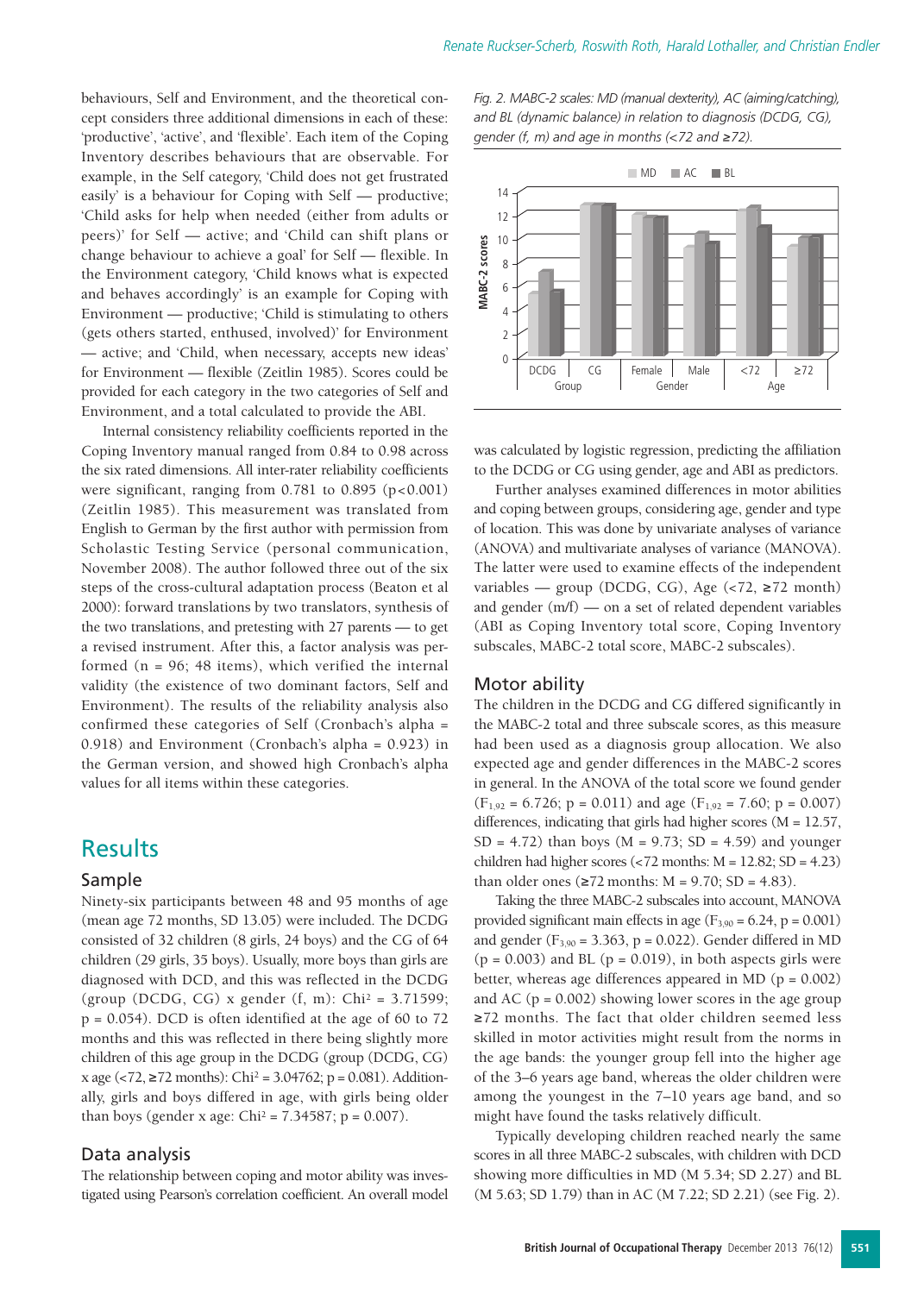behaviours, Self and Environment, and the theoretical concept considers three additional dimensions in each of these: 'productive', 'active', and 'flexible'. Each item of the Coping Inventory describes behaviours that are observable. For example, in the Self category, 'Child does not get frustrated easily' is a behaviour for Coping with Self — productive; 'Child asks for help when needed (either from adults or peers)' for Self — active; and 'Child can shift plans or change behaviour to achieve a goal' for Self — flexible. In the Environment category, 'Child knows what is expected and behaves accordingly' is an example for Coping with Environment — productive; 'Child is stimulating to others (gets others started, enthused, involved)' for Environment — active; and 'Child, when necessary, accepts new ideas' for Environment — flexible (Zeitlin 1985). Scores could be provided for each category in the two categories of Self and Environment, and a total calculated to provide the ABI.

Internal consistency reliability coefficients reported in the Coping Inventory manual ranged from 0.84 to 0.98 across the six rated dimensions. All inter-rater reliability coefficients were significant, ranging from 0.781 to 0.895 ($p<0.001$) (Zeitlin 1985). This measurement was translated from English to German by the first author with permission from Scholastic Testing Service (personal communication, November 2008). The author followed three out of the six steps of the cross-cultural adaptation process (Beaton et al 2000): forward translations by two translators, synthesis of the two translations, and pretesting with 27 parents — to get a revised instrument. After this, a factor analysis was performed (n = 96; 48 items), which verified the internal validity (the existence of two dominant factors, Self and Environment). The results of the reliability analysis also confirmed these categories of Self (Cronbach's alpha = 0.918) and Environment (Cronbach's alpha = 0.923) in the German version, and showed high Cronbach's alpha values for all items within these categories.

# Results

## Sample

Ninety-six participants between 48 and 95 months of age (mean age 72 months, SD 13.05) were included. The DCDG consisted of 32 children (8 girls, 24 boys) and the CG of 64 children (29 girls, 35 boys). Usually, more boys than girls are diagnosed with DCD, and this was reflected in the DCDG (group (DCDG, CG) x gender (f, m): $\text{Chi}^2 = 3.71599$; $p = 0.054$). DCD is often identified at the age of 60 to 72 months and this was reflected in there being slightly more children of this age group in the DCDG (group (DCDG, CG) x age (<72, ≥72 months): $\text{Chi}^2 = 3.04762$; $p = 0.081$). Additionally, girls and boys differed in age, with girls being older than boys (gender x age: $\text{Chi}^2 = 7.34587$; $p = 0.007$).

## Data analysis

The relationship between coping and motor ability was investigated using Pearson's correlation coefficient. An overall model was calculated by logistic regression, predicting the affiliation to the DCDG or CG using gender, age and ABI as predictors.

Further analyses examined differences in motor abilities and coping between groups, considering age, gender and type of location. This was done by univariate analyses of variance (ANOVA) and multivariate analyses of variance (MANOVA). The latter were used to examine effects of the independent variables — group (DCDG, CG), Age (<72, ≥72 month) and gender (m/f) — on a set of related dependent variables (ABI as Coping Inventory total score, Coping Inventory subscales, MABC-2 total score, MABC-2 subscales).

*Fig. 2. MABC-2 scales: MD (manual dexterity), AC (aiming/catching), and BL (dynamic balance) in relation to diagnosis (DCDG, CG), gender (f, m) and age in months (<72 and ≥72).*

MD AC BL
MABC-2 scores
0 2 4 6 8 10 12 14
DCDG CG
Group
Female Male
Gender
<72 ≥72
Age

## Motor ability

The children in the DCDG and CG differed significantly in the MABC-2 total and three subscale scores, as this measure had been used as a diagnosis group allocation. We also expected age and gender differences in the MABC-2 scores in general. In the ANOVA of the total score we found gender ($F_{1,92} = 6.726$; $p = 0.011$) and age ($F_{1,92} = 7.60$; $p = 0.007$) differences, indicating that girls had higher scores (M = 12.57, SD = 4.72) than boys (M = 9.73; SD = 4.59) and younger children had higher scores (<72 months: M = 12.82; SD = 4.23) than older ones (≥72 months: M = 9.70; SD = 4.83).

Taking the three MABC-2 subscales into account, MANOVA provided significant main effects in age ($F_{3,90} = 6.24$, $p = 0.001$) and gender ($F_{3,90} = 3.363$, $p = 0.022$). Gender differed in MD ($p = 0.003$) and BL ($p = 0.019$), in both aspects girls were better, whereas age differences appeared in MD ($p = 0.002$) and AC ($p = 0.002$) showing lower scores in the age group ≥72 months. The fact that older children seemed less skilled in motor activities might result from the norms in the age bands: the younger group fell into the higher age of the 3–6 years age band, whereas the older children were among the youngest in the 7–10 years age band, and so might have found the tasks relatively difficult.

Typically developing children reached nearly the same scores in all three MABC-2 subscales, with children with DCD showing more difficulties in MD (M 5.34; SD 2.27) and BL (M 5.63; SD 1.79) than in AC (M 7.22; SD 2.21) (see Fig. 2).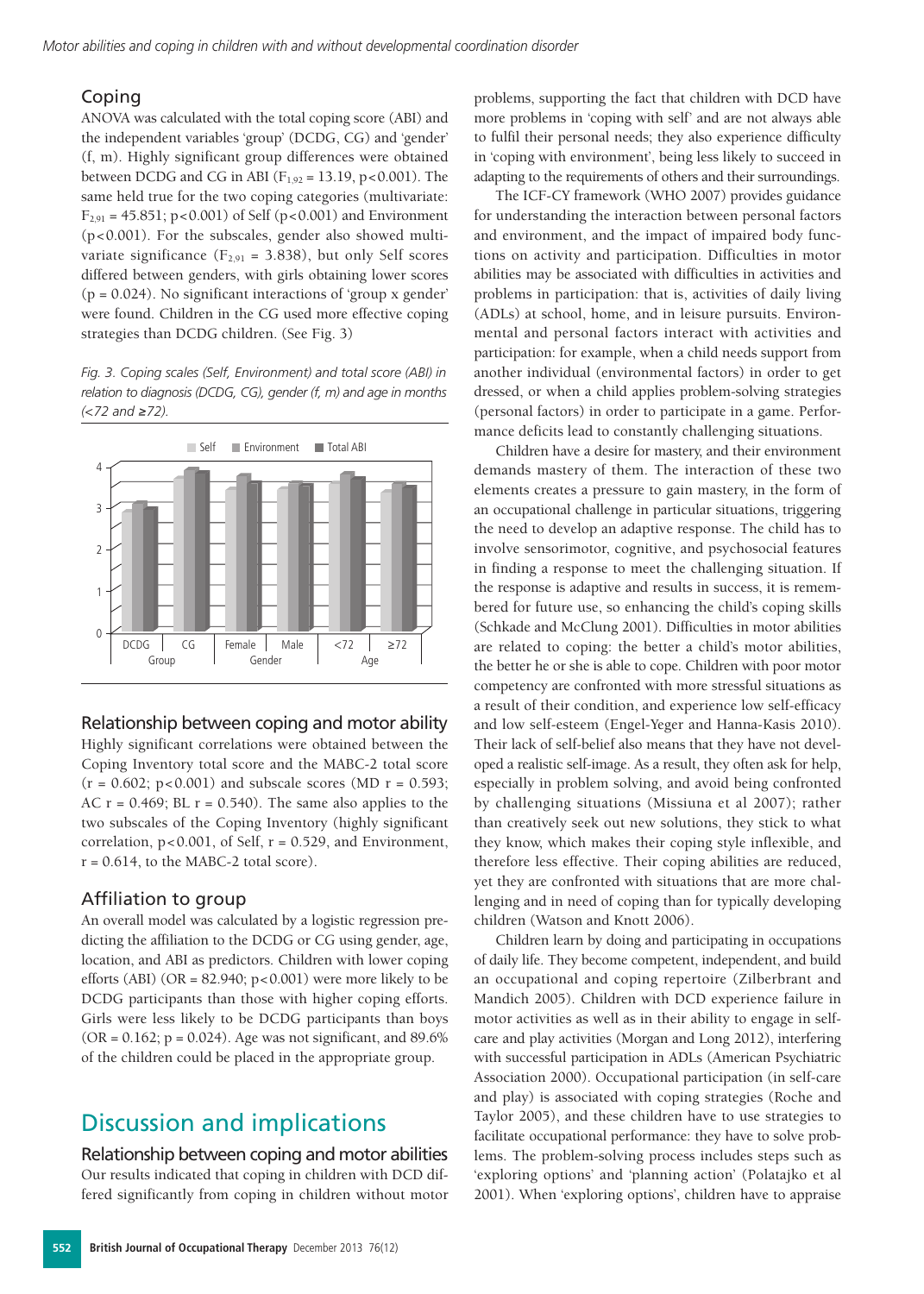## Coping

ANOVA was calculated with the total coping score (ABI) and the independent variables 'group' (DCDG, CG) and 'gender' (f, m). Highly significant group differences were obtained between DCDG and CG in ABI ($F_{1,92}$ = 13.19, $p<0.001$). The same held true for the two coping categories (multivariate: $F_{2,91}$ = 45.851; $p<0.001$) of Self ($p<0.001$) and Environment ($p<0.001$). For the subscales, gender also showed multivariate significance ($F_{2,91}$ = 3.838), but only Self scores differed between genders, with girls obtaining lower scores ($p$ = 0.024). No significant interactions of 'group x gender' were found. Children in the CG used more effective coping strategies than DCDG children. (See Fig. 3)

*Fig. 3. Coping scales (Self, Environment) and total score (ABI) in relation to diagnosis (DCDG, CG), gender (f, m) and age in months (<72 and ≥72).*

Self
Environment
Total ABI
4
3
2
1
0
DCDG
CG
Group
Female
Male
Gender
<72
≥72
Age

## Relationship between coping and motor ability

Highly significant correlations were obtained between the Coping Inventory total score and the MABC-2 total score ($r$ = 0.602; $p<0.001$) and subscale scores (MD $r$ = 0.593; AC $r$ = 0.469; BL $r$ = 0.540). The same also applies to the two subscales of the Coping Inventory (highly significant correlation, $p<0.001$, of Self, $r$ = 0.529, and Environment, $r$ = 0.614, to the MABC-2 total score).

## Affiliation to group

An overall model was calculated by a logistic regression predicting the affiliation to the DCDG or CG using gender, age, location, and ABI as predictors. Children with lower coping efforts (ABI) (OR = 82.940; $p<0.001$) were more likely to be DCDG participants than those with higher coping efforts. Girls were less likely to be DCDG participants than boys (OR = 0.162; $p$ = 0.024). Age was not significant, and 89.6% of the children could be placed in the appropriate group.

# Discussion and implications

## Relationship between coping and motor abilities

Our results indicated that coping in children with DCD differed significantly from coping in children without motor problems, supporting the fact that children with DCD have more problems in 'coping with self' and are not always able to fulfil their personal needs; they also experience difficulty in 'coping with environment', being less likely to succeed in adapting to the requirements of others and their surroundings.

The ICF-CY framework (WHO 2007) provides guidance for understanding the interaction between personal factors and environment, and the impact of impaired body functions on activity and participation. Difficulties in motor abilities may be associated with difficulties in activities and problems in participation: that is, activities of daily living (ADLs) at school, home, and in leisure pursuits. Environmental and personal factors interact with activities and participation: for example, when a child needs support from another individual (environmental factors) in order to get dressed, or when a child applies problem-solving strategies (personal factors) in order to participate in a game. Performance deficits lead to constantly challenging situations.

Children have a desire for mastery, and their environment demands mastery of them. The interaction of these two elements creates a pressure to gain mastery, in the form of an occupational challenge in particular situations, triggering the need to develop an adaptive response. The child has to involve sensorimotor, cognitive, and psychosocial features in finding a response to meet the challenging situation. If the response is adaptive and results in success, it is remembered for future use, so enhancing the child's coping skills (Schkade and McClung 2001). Difficulties in motor abilities are related to coping: the better a child's motor abilities, the better he or she is able to cope. Children with poor motor competency are confronted with more stressful situations as a result of their condition, and experience low self-efficacy and low self-esteem (Engel-Yeger and Hanna-Kasis 2010). Their lack of self-belief also means that they have not developed a realistic self-image. As a result, they often ask for help, especially in problem solving, and avoid being confronted by challenging situations (Missiuna et al 2007); rather than creatively seek out new solutions, they stick to what they know, which makes their coping style inflexible, and therefore less effective. Their coping abilities are reduced, yet they are confronted with situations that are more challenging and in need of coping than for typically developing children (Watson and Knott 2006).

Children learn by doing and participating in occupations of daily life. They become competent, independent, and build an occupational and coping repertoire (Zilberbrant and Mandich 2005). Children with DCD experience failure in motor activities as well as in their ability to engage in self-care and play activities (Morgan and Long 2012), interfering with successful participation in ADLs (American Psychiatric Association 2000). Occupational participation (in self-care and play) is associated with coping strategies (Roche and Taylor 2005), and these children have to use strategies to facilitate occupational performance: they have to solve problems. The problem-solving process includes steps such as 'exploring options' and 'planning action' (Polatajko et al 2001). When 'exploring options', children have to appraise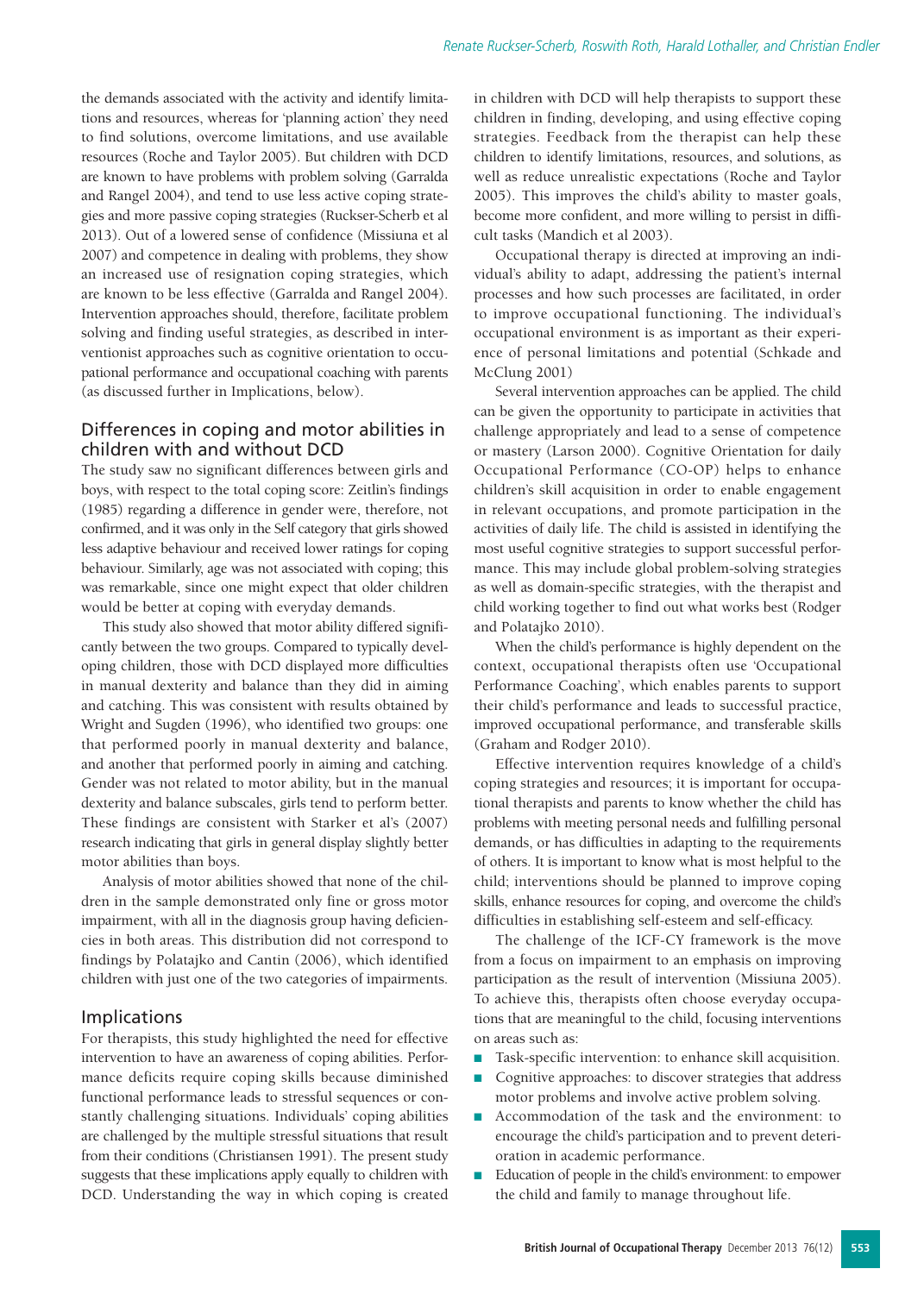the demands associated with the activity and identify limitations and resources, whereas for 'planning action' they need to find solutions, overcome limitations, and use available resources (Roche and Taylor 2005). But children with DCD are known to have problems with problem solving (Garralda and Rangel 2004), and tend to use less active coping strategies and more passive coping strategies (Ruckser-Scherb et al 2013). Out of a lowered sense of confidence (Missiuna et al 2007) and competence in dealing with problems, they show an increased use of resignation coping strategies, which are known to be less effective (Garralda and Rangel 2004). Intervention approaches should, therefore, facilitate problem solving and finding useful strategies, as described in interventionist approaches such as cognitive orientation to occupational performance and occupational coaching with parents (as discussed further in Implications, below).

## Differences in coping and motor abilities in children with and without DCD

The study saw no significant differences between girls and boys, with respect to the total coping score: Zeitlin's findings (1985) regarding a difference in gender were, therefore, not confirmed, and it was only in the Self category that girls showed less adaptive behaviour and received lower ratings for coping behaviour. Similarly, age was not associated with coping; this was remarkable, since one might expect that older children would be better at coping with everyday demands.

This study also showed that motor ability differed significantly between the two groups. Compared to typically developing children, those with DCD displayed more difficulties in manual dexterity and balance than they did in aiming and catching. This was consistent with results obtained by Wright and Sugden (1996), who identified two groups: one that performed poorly in manual dexterity and balance, and another that performed poorly in aiming and catching. Gender was not related to motor ability, but in the manual dexterity and balance subscales, girls tend to perform better. These findings are consistent with Starker et al's (2007) research indicating that girls in general display slightly better motor abilities than boys.

Analysis of motor abilities showed that none of the children in the sample demonstrated only fine or gross motor impairment, with all in the diagnosis group having deficiencies in both areas. This distribution did not correspond to findings by Polatajko and Cantin (2006), which identified children with just one of the two categories of impairments.

## Implications

For therapists, this study highlighted the need for effective intervention to have an awareness of coping abilities. Performance deficits require coping skills because diminished functional performance leads to stressful sequences or constantly challenging situations. Individuals' coping abilities are challenged by the multiple stressful situations that result from their conditions (Christiansen 1991). The present study suggests that these implications apply equally to children with DCD. Understanding the way in which coping is created in children with DCD will help therapists to support these children in finding, developing, and using effective coping strategies. Feedback from the therapist can help these children to identify limitations, resources, and solutions, as well as reduce unrealistic expectations (Roche and Taylor 2005). This improves the child's ability to master goals, become more confident, and more willing to persist in difficult tasks (Mandich et al 2003).

Occupational therapy is directed at improving an individual's ability to adapt, addressing the patient's internal processes and how such processes are facilitated, in order to improve occupational functioning. The individual's occupational environment is as important as their experience of personal limitations and potential (Schkade and McClung 2001)

Several intervention approaches can be applied. The child can be given the opportunity to participate in activities that challenge appropriately and lead to a sense of competence or mastery (Larson 2000). Cognitive Orientation for daily Occupational Performance (CO-OP) helps to enhance children's skill acquisition in order to enable engagement in relevant occupations, and promote participation in the activities of daily life. The child is assisted in identifying the most useful cognitive strategies to support successful performance. This may include global problem-solving strategies as well as domain-specific strategies, with the therapist and child working together to find out what works best (Rodger and Polatajko 2010).

When the child's performance is highly dependent on the context, occupational therapists often use 'Occupational Performance Coaching', which enables parents to support their child's performance and leads to successful practice, improved occupational performance, and transferable skills (Graham and Rodger 2010).

Effective intervention requires knowledge of a child's coping strategies and resources; it is important for occupational therapists and parents to know whether the child has problems with meeting personal needs and fulfilling personal demands, or has difficulties in adapting to the requirements of others. It is important to know what is most helpful to the child; interventions should be planned to improve coping skills, enhance resources for coping, and overcome the child's difficulties in establishing self-esteem and self-efficacy.

The challenge of the ICF-CY framework is the move from a focus on impairment to an emphasis on improving participation as the result of intervention (Missiuna 2005). To achieve this, therapists often choose everyday occupations that are meaningful to the child, focusing interventions on areas such as:

- Task-specific intervention: to enhance skill acquisition.
- Cognitive approaches: to discover strategies that address motor problems and involve active problem solving.
- Accommodation of the task and the environment: to encourage the child's participation and to prevent deterioration in academic performance.
- Education of people in the child's environment: to empower the child and family to manage throughout life.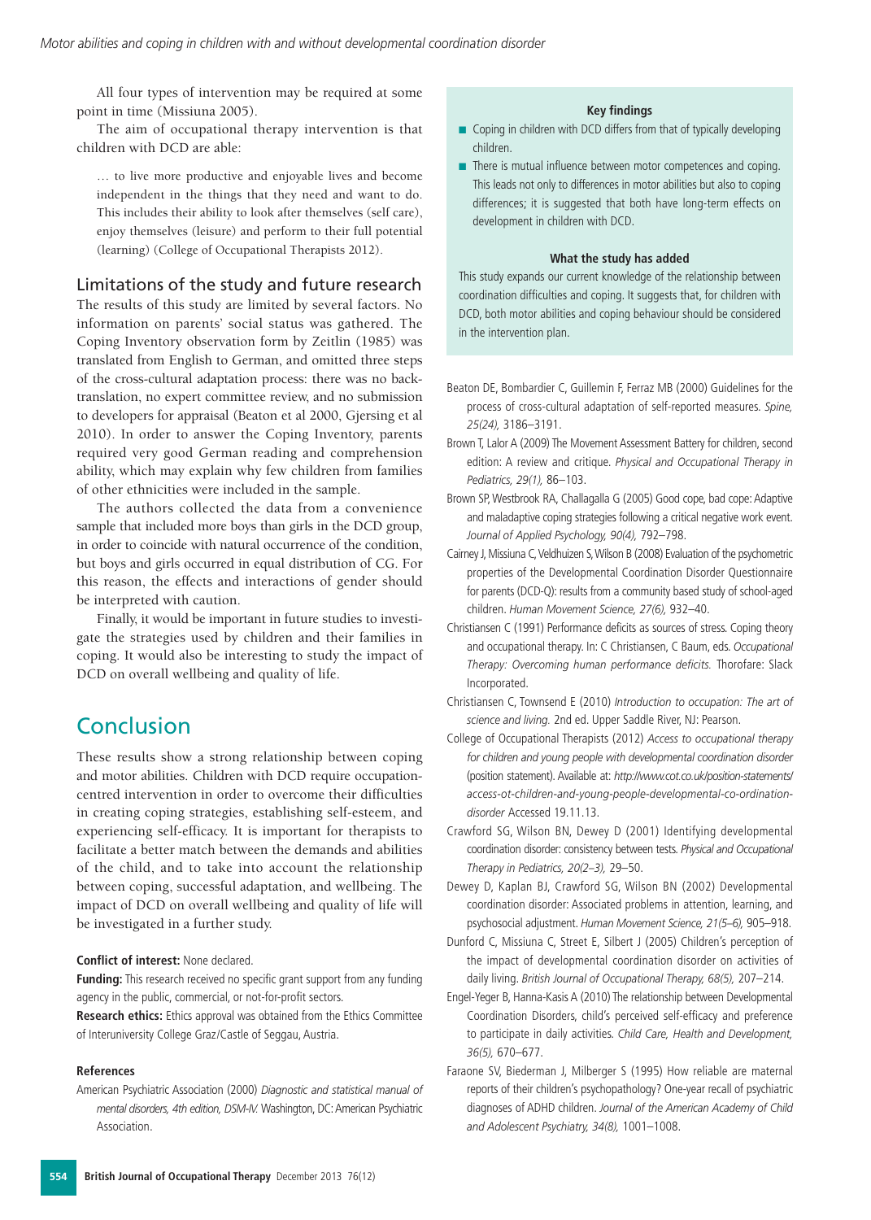All four types of intervention may be required at some point in time (Missiuna 2005).

The aim of occupational therapy intervention is that children with DCD are able:

> … to live more productive and enjoyable lives and become independent in the things that they need and want to do. This includes their ability to look after themselves (self care), enjoy themselves (leisure) and perform to their full potential (learning) (College of Occupational Therapists 2012).

### Limitations of the study and future research

The results of this study are limited by several factors. No information on parents' social status was gathered. The Coping Inventory observation form by Zeitlin (1985) was translated from English to German, and omitted three steps of the cross-cultural adaptation process: there was no back-translation, no expert committee review, and no submission to developers for appraisal (Beaton et al 2000, Gjersing et al 2010). In order to answer the Coping Inventory, parents required very good German reading and comprehension ability, which may explain why few children from families of other ethnicities were included in the sample.

The authors collected the data from a convenience sample that included more boys than girls in the DCD group, in order to coincide with natural occurrence of the condition, but boys and girls occurred in equal distribution of CG. For this reason, the effects and interactions of gender should be interpreted with caution.

Finally, it would be important in future studies to investigate the strategies used by children and their families in coping. It would also be interesting to study the impact of DCD on overall wellbeing and quality of life.

## Conclusion

These results show a strong relationship between coping and motor abilities. Children with DCD require occupation-centred intervention in order to overcome their difficulties in creating coping strategies, establishing self-esteem, and experiencing self-efficacy. It is important for therapists to facilitate a better match between the demands and abilities of the child, and to take into account the relationship between coping, successful adaptation, and wellbeing. The impact of DCD on overall wellbeing and quality of life will be investigated in a further study.

**Conflict of interest:** None declared.

**Funding:** This research received no specific grant support from any funding agency in the public, commercial, or not-for-profit sectors.

**Research ethics:** Ethics approval was obtained from the Ethics Committee of Interuniversity College Graz/Castle of Seggau, Austria.

**Key findings**

- Coping in children with DCD differs from that of typically developing children.
- There is mutual influence between motor competences and coping. This leads not only to differences in motor abilities but also to coping differences; it is suggested that both have long-term effects on development in children with DCD.

**What the study has added**

This study expands our current knowledge of the relationship between coordination difficulties and coping. It suggests that, for children with DCD, both motor abilities and coping behaviour should be considered in the intervention plan.

### References

American Psychiatric Association (2000) *Diagnostic and statistical manual of mental disorders, 4th edition, DSM-IV.* Washington, DC: American Psychiatric Association.

Beaton DE, Bombardier C, Guillemin F, Ferraz MB (2000) Guidelines for the process of cross-cultural adaptation of self-reported measures. *Spine, 25(24),* 3186–3191.

Brown T, Lalor A (2009) The Movement Assessment Battery for children, second edition: A review and critique. *Physical and Occupational Therapy in Pediatrics, 29(1),* 86–103.

Brown SP, Westbrook RA, Challagalla G (2005) Good cope, bad cope: Adaptive and maladaptive coping strategies following a critical negative work event. *Journal of Applied Psychology, 90(4),* 792–798.

Cairney J, Missiuna C, Veldhuizen S, Wilson B (2008) Evaluation of the psychometric properties of the Developmental Coordination Disorder Questionnaire for parents (DCD-Q): results from a community based study of school-aged children. *Human Movement Science, 27(6),* 932–40.

Christiansen C (1991) Performance deficits as sources of stress. Coping theory and occupational therapy. In: C Christiansen, C Baum, eds. *Occupational Therapy: Overcoming human performance deficits.* Thorofare: Slack Incorporated.

Christiansen C, Townsend E (2010) *Introduction to occupation: The art of science and living.* 2nd ed. Upper Saddle River, NJ: Pearson.

College of Occupational Therapists (2012) *Access to occupational therapy for children and young people with developmental coordination disorder* (position statement). Available at: *http://www.cot.co.uk/position-statements/access-ot-children-and-young-people-developmental-co-ordination-disorder* Accessed 19.11.13.

Crawford SG, Wilson BN, Dewey D (2001) Identifying developmental coordination disorder: consistency between tests. *Physical and Occupational Therapy in Pediatrics, 20(2–3),* 29–50.

Dewey D, Kaplan BJ, Crawford SG, Wilson BN (2002) Developmental coordination disorder: Associated problems in attention, learning, and psychosocial adjustment. *Human Movement Science, 21(5–6),* 905–918.

Dunford C, Missiuna C, Street E, Silbert J (2005) Children's perception of the impact of developmental coordination disorder on activities of daily living. *British Journal of Occupational Therapy, 68(5),* 207–214.

Engel-Yeger B, Hanna-Kasis A (2010) The relationship between Developmental Coordination Disorders, child's perceived self-efficacy and preference to participate in daily activities. *Child Care, Health and Development, 36(5),* 670–677.

Faraone SV, Biederman J, Milberger S (1995) How reliable are maternal reports of their children's psychopathology? One-year recall of psychiatric diagnoses of ADHD children. *Journal of the American Academy of Child and Adolescent Psychiatry, 34(8),* 1001–1008.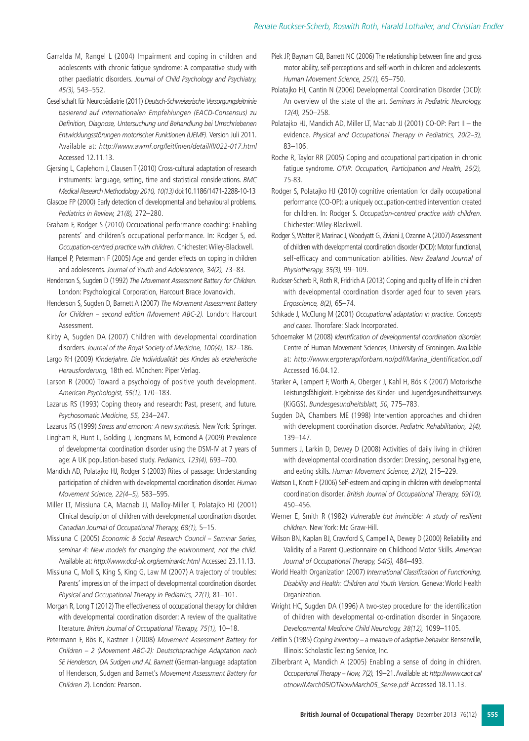Garralda M, Rangel L (2004) Impairment and coping in children and adolescents with chronic fatigue syndrome: A comparative study with other paediatric disorders. *Journal of Child Psychology and Psychiatry, 45(3),* 543–552.

Gesellschaft für Neuropädiatrie (2011) *Deutsch-Schweizerische Versorgungsleitninie basierend auf internationalen Empfehlungen (EACD-Consensus) zu Definition, Diagnose, Untersuchung und Behandlung bei Umschriebenen Entwicklungsstörungen motorischer Funktionen (UEMF).* Version Juli 2011. Available at: *http://www.awmf.org/leitlinien/detail/ll/022-017.html* Accessed 12.11.13.

Gjersing L, Caplehorn J, Clausen T (2010) Cross-cultural adaptation of research instruments: language, setting, time and statistical considerations. *BMC Medical Research Methodology 2010, 10(13)* doi:10.1186/1471-2288-10-13

Glascoe FP (2000) Early detection of developmental and behavioural problems. *Pediatrics in Review, 21(8),* 272–280.

Graham F, Rodger S (2010) Occupational performance coaching: Enabling parents' and children's occupational performance. In: Rodger S, ed. *Occupation-centred practice with children.* Chichester: Wiley-Blackwell.

Hampel P, Petermann F (2005) Age and gender effects on coping in children and adolescents. *Journal of Youth and Adolescence, 34(2),* 73–83.

Henderson S, Sugden D (1992) *The Movement Assessment Battery for Children.* London: Psychological Corporation, Harcourt Brace Jovanovich.

Henderson S, Sugden D, Barnett A (2007) *The Movement Assessment Battery for Children – second edition (Movement ABC-2).* London: Harcourt Assessment.

Kirby A, Sugden DA (2007) Children with developmental coordination disorders. *Journal of the Royal Society of Medicine, 100(4),* 182–186.

Largo RH (2009) *Kinderjahre. Die Individualität des Kindes als erzieherische Herausforderung,* 18th ed. München: Piper Verlag.

Larson R (2000) Toward a psychology of positive youth development. *American Psychologist, 55(1),* 170–183.

Lazarus RS (1993) Coping theory and research: Past, present, and future. *Psychosomatic Medicine, 55,* 234–247.

Lazarus RS (1999) *Stress and emotion: A new synthesis.* New York: Springer.

Lingham R, Hunt L, Golding J, Jongmans M, Edmond A (2009) Prevalence of developmental coordination disorder using the DSM-IV at 7 years of age: A UK population-based study. *Pediatrics, 123(4),* 693–700.

Mandich AD, Polatajko HJ, Rodger S (2003) Rites of passage: Understanding participation of children with developmental coordination disorder. *Human Movement Science, 22(4–5),* 583–595.

Miller LT, Missiuna CA, Macnab JJ, Malloy-Miller T, Polatajko HJ (2001) Clinical description of children with developmental coordination disorder. *Canadian Journal of Occupational Therapy, 68(1),* 5–15.

Missiuna C (2005) *Economic & Social Research Council – Seminar Series, seminar 4: New models for changing the environment, not the child.* Available at: *http://www.dcd-uk.org/seminar4c.html* Accessed 23.11.13.

Missiuna C, Moll S, King S, King G, Law M (2007) A trajectory of troubles: Parents' impression of the impact of developmental coordination disorder. *Physical and Occupational Therapy in Pediatrics, 27(1),* 81–101.

Morgan R, Long T (2012) The effectiveness of occupational therapy for children with developmental coordination disorder: A review of the qualitative literature. *British Journal of Occupational Therapy, 75(1),* 10–18.

Petermann F, Bös K, Kastner J (2008) *Movement Assessment Battery for Children – 2 (Movement ABC-2): Deutschsprachige Adaptation nach SE Henderson, DA Sudgen und AL Barnett* (German-language adaptation of Henderson, Sudgen and Barnet's *Movement Assessment Battery for Children 2*). London: Pearson.

Piek JP, Baynam GB, Barrett NC (2006) The relationship between fine and gross motor ability, self-perceptions and self-worth in children and adolescents. *Human Movement Science, 25(1),* 65–750.

Polatajko HJ, Cantin N (2006) Developmental Coordination Disorder (DCD): An overview of the state of the art. *Seminars in Pediatric Neurology, 12(4),* 250–258.

Polatajko HJ, Mandich AD, Miller LT, Macnab JJ (2001) CO-OP: Part II – the evidence. *Physical and Occupational Therapy in Pediatrics, 20(2–3),* 83–106.

Roche R, Taylor RR (2005) Coping and occupational participation in chronic fatigue syndrome. *OTJR: Occupation, Participation and Health, 25(2),* 75-83.

Rodger S, Polatajko HJ (2010) cognitive orientation for daily occupational performance (CO-OP): a uniquely occupation-centred intervention created for children. In: Rodger S. *Occupation-centred practice with children.* Chichester: Wiley-Blackwell.

Rodger S, Watter P, Marinac J, Woodyatt G, Ziviani J, Ozanne A (2007) Assessment of children with developmental coordination disorder (DCD): Motor functional, self-efficacy and communication abilities. *New Zealand Journal of Physiotherapy, 35(3),* 99–109.

Ruckser-Scherb R, Roth R, Fridrich A (2013) Coping and quality of life in children with developmental coordination disorder aged four to seven years. *Ergoscience, 8(2),* 65–74.

Schkade J, McClung M (2001) *Occupational adaptation in practice. Concepts and cases.* Thorofare: Slack Incorporated.

Schoemaker M (2008) *Identification of developmental coordination disorder.* Centre of Human Movement Sciences, University of Groningen. Available at: *http://www.ergoterapiforbarn.no/pdf/Marina_identification.pdf* Accessed 16.04.12.

Starker A, Lampert F, Worth A, Oberger J, Kahl H, Bös K (2007) Motorische Leistungsfähigkeit. Ergebnisse des Kinder- und Jugendgesundheitssurveys (KiGGS). *Bundesgesundheitsblatt, 50,* 775–783.

Sugden DA, Chambers ME (1998) Intervention approaches and children with development coordination disorder. *Pediatric Rehabilitation, 2(4),* 139–147.

Summers J, Larkin D, Dewey D (2008) Activities of daily living in children with developmental coordination disorder: Dressing, personal hygiene, and eating skills. *Human Movement Science, 27(2),* 215–229.

Watson L, Knott F (2006) Self-esteem and coping in children with developmental coordination disorder. *British Journal of Occupational Therapy, 69(10),* 450–456.

Werner E, Smith R (1982) *Vulnerable but invincible: A study of resilient children.* New York: Mc Graw-Hill.

Wilson BN, Kaplan BJ, Crawford S, Campell A, Dewey D (2000) Reliability and Validity of a Parent Questionnaire on Childhood Motor Skills. *American Journal of Occupational Therapy, 54(5),* 484–493.

World Health Organization (2007) *International Classification of Functioning, Disability and Health: Children and Youth Version.* Geneva: World Health Organization.

Wright HC, Sugden DA (1996) A two-step procedure for the identification of children with developmental co-ordination disorder in Singapore. *Developmental Medicine Child Neurology, 38(12),* 1099–1105.

Zeitlin S (1985) *Coping Inventory – a measure of adaptive behavior.* Bensenville, Illinois: Scholastic Testing Service, Inc.

Zilberbrant A, Mandich A (2005) Enabling a sense of doing in children. *Occupational Therapy – Now, 7(2),* 19–21. Available at: *http://www.caot.ca/otnow/March05/OTNowMarch05_Sense.pdf* Accessed 18.11.13.